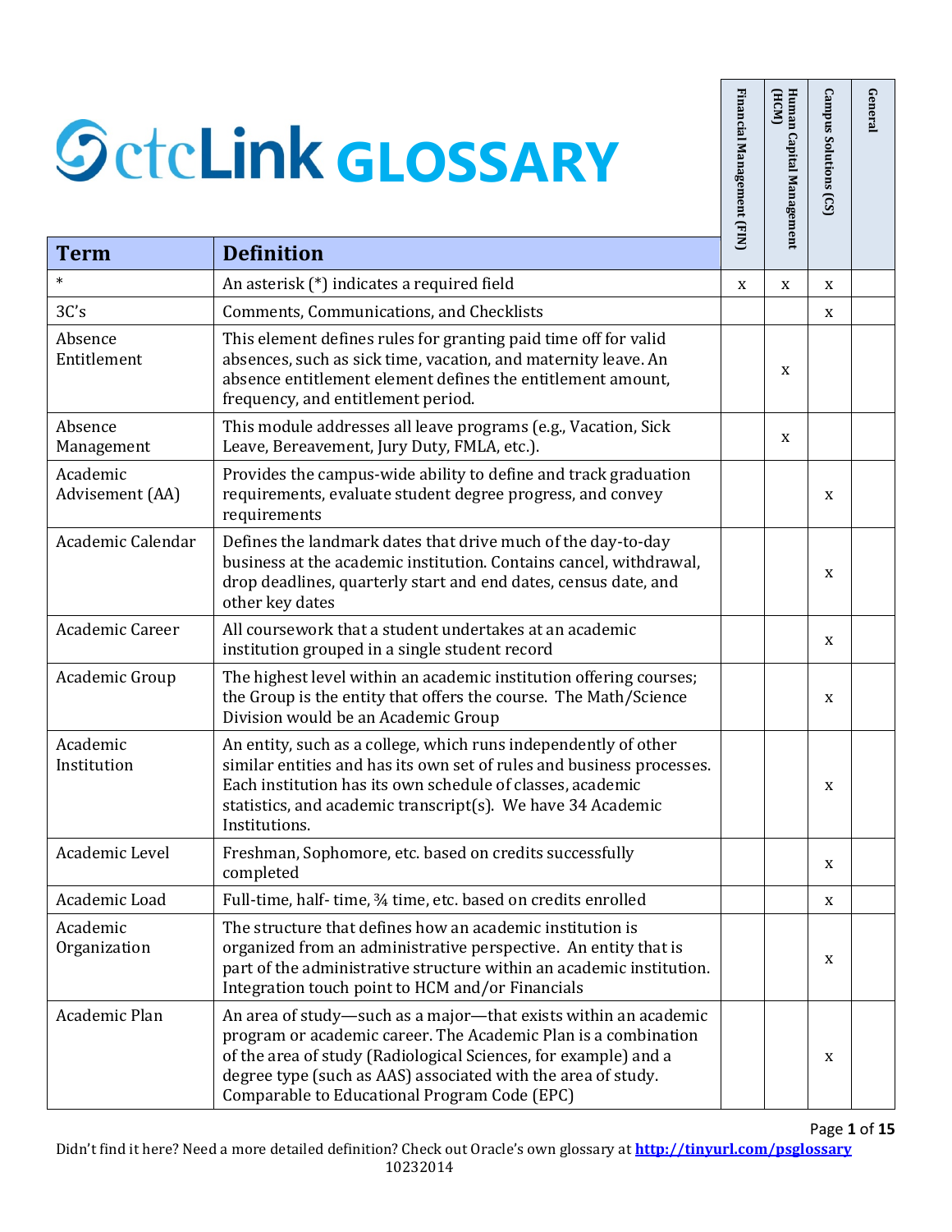# ctcLink GLOSSARY

| Term | Definition | Financial Management (FIN) | Human Capital Management (HCM) | Campus Solutions (CS) | General |
|---|---|---|---|---|---|
| * | An asterisk (*) indicates a required field | x | x | x | |
| 3C's | Comments, Communications, and Checklists | | | x | |
| Absence Entitlement | This element defines rules for granting paid time off for valid absences, such as sick time, vacation, and maternity leave. An absence entitlement element defines the entitlement amount, frequency, and entitlement period. | | x | | |
| Absence Management | This module addresses all leave programs (e.g., Vacation, Sick Leave, Bereavement, Jury Duty, FMLA, etc.). | | x | | |
| Academic Advisement (AA) | Provides the campus-wide ability to define and track graduation requirements, evaluate student degree progress, and convey requirements | | | x | |
| Academic Calendar | Defines the landmark dates that drive much of the day-to-day business at the academic institution. Contains cancel, withdrawal, drop deadlines, quarterly start and end dates, census date, and other key dates | | | x | |
| Academic Career | All coursework that a student undertakes at an academic institution grouped in a single student record | | | x | |
| Academic Group | The highest level within an academic institution offering courses; the Group is the entity that offers the course. The Math/Science Division would be an Academic Group | | | x | |
| Academic Institution | An entity, such as a college, which runs independently of other similar entities and has its own set of rules and business processes. Each institution has its own schedule of classes, academic statistics, and academic transcript(s). We have 34 Academic Institutions. | | | x | |
| Academic Level | Freshman, Sophomore, etc. based on credits successfully completed | | | x | |
| Academic Load | Full-time, half- time, ¾ time, etc. based on credits enrolled | | | x | |
| Academic Organization | The structure that defines how an academic institution is organized from an administrative perspective. An entity that is part of the administrative structure within an academic institution. Integration touch point to HCM and/or Financials | | | x | |
| Academic Plan | An area of study—such as a major—that exists within an academic program or academic career. The Academic Plan is a combination of the area of study (Radiological Sciences, for example) and a degree type (such as AAS) associated with the area of study. Comparable to Educational Program Code (EPC) | | | x | |

Didn't find it here? Need a more detailed definition? Check out Oracle's own glossary at **http://tinyurl.com/psglossary**
10232014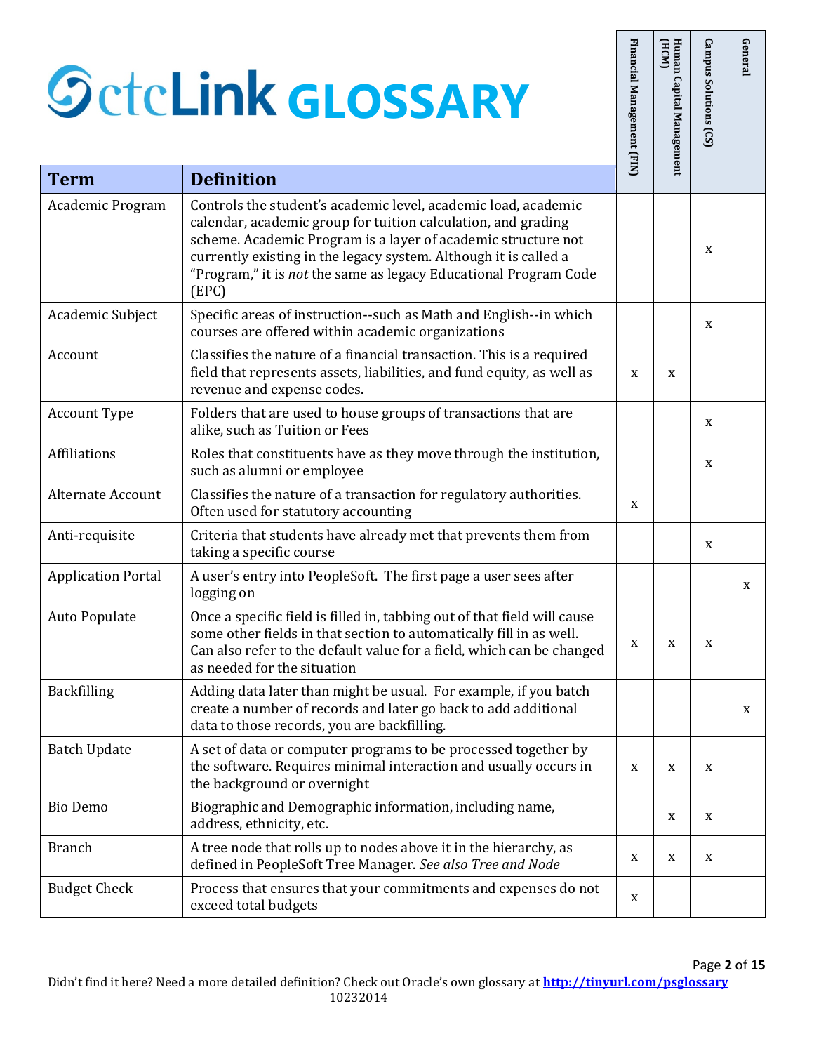# ctcLink GLOSSARY

| Term | Definition | Financial Management (FIN) | Human Capital Management (HCM) | Campus Solutions (CS) | General |
|---|---|---|---|---|---|
| Academic Program | Controls the student's academic level, academic load, academic calendar, academic group for tuition calculation, and grading scheme. Academic Program is a layer of academic structure not currently existing in the legacy system. Although it is called a "Program," it is *not* the same as legacy Educational Program Code (EPC) | | | x | |
| Academic Subject | Specific areas of instruction--such as Math and English--in which courses are offered within academic organizations | | | x | |
| Account | Classifies the nature of a financial transaction. This is a required field that represents assets, liabilities, and fund equity, as well as revenue and expense codes. | x | x | | |
| Account Type | Folders that are used to house groups of transactions that are alike, such as Tuition or Fees | | | x | |
| Affiliations | Roles that constituents have as they move through the institution, such as alumni or employee | | | x | |
| Alternate Account | Classifies the nature of a transaction for regulatory authorities. Often used for statutory accounting | x | | | |
| Anti-requisite | Criteria that students have already met that prevents them from taking a specific course | | | x | |
| Application Portal | A user's entry into PeopleSoft. The first page a user sees after logging on | | | | x |
| Auto Populate | Once a specific field is filled in, tabbing out of that field will cause some other fields in that section to automatically fill in as well. Can also refer to the default value for a field, which can be changed as needed for the situation | x | x | x | |
| Backfilling | Adding data later than might be usual. For example, if you batch create a number of records and later go back to add additional data to those records, you are backfilling. | | | | x |
| Batch Update | A set of data or computer programs to be processed together by the software. Requires minimal interaction and usually occurs in the background or overnight | x | x | x | |
| Bio Demo | Biographic and Demographic information, including name, address, ethnicity, etc. | | x | x | |
| Branch | A tree node that rolls up to nodes above it in the hierarchy, as defined in PeopleSoft Tree Manager. *See also Tree and Node* | x | x | x | |
| Budget Check | Process that ensures that your commitments and expenses do not exceed total budgets | x | | | |

Didn't find it here? Need a more detailed definition? Check out Oracle's own glossary at **http://tinyurl.com/psglossary**

10232014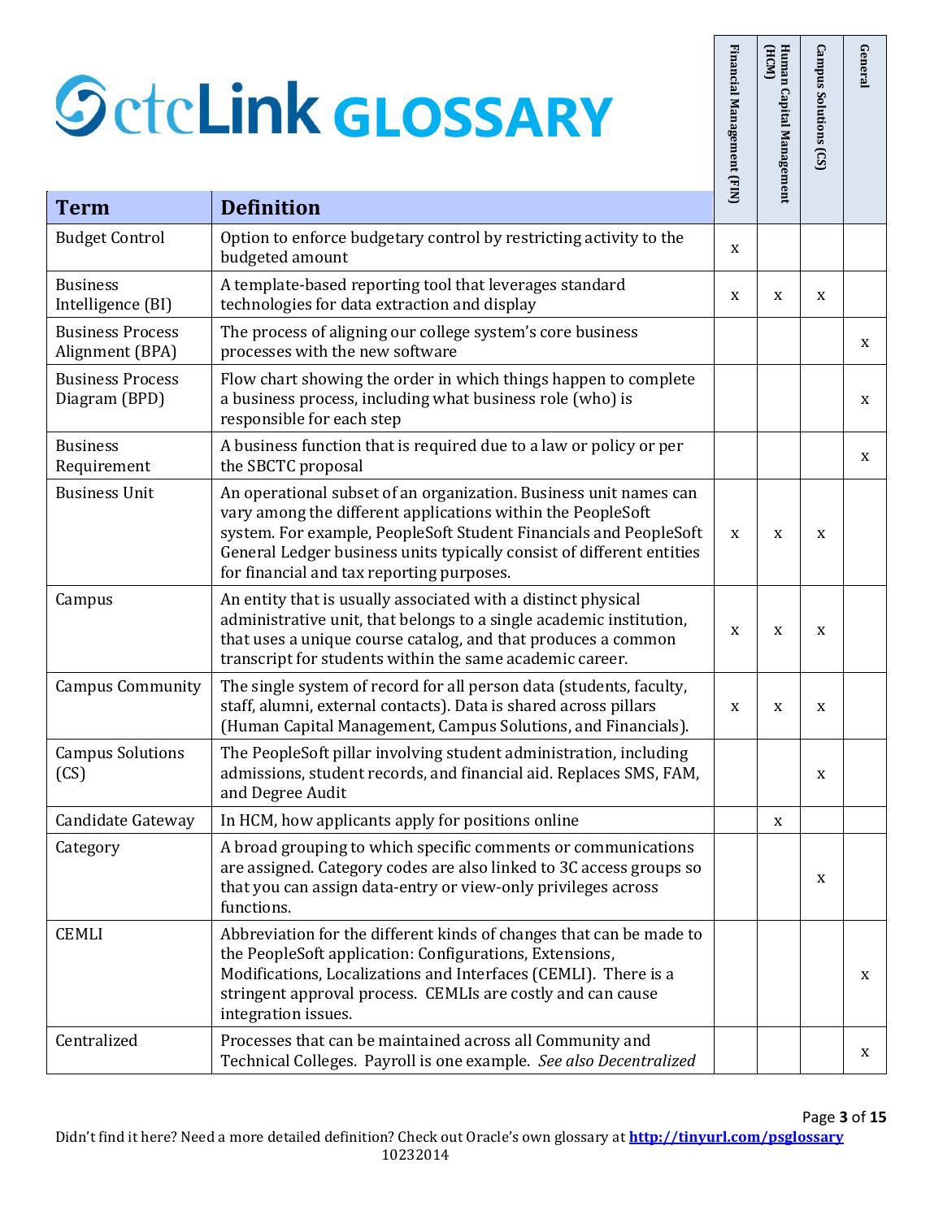# ctcLink GLOSSARY

| Term | Definition | Financial Management (FIN) | Human Capital Management (HCM) | Campus Solutions (CS) | General |
|---|---|---|---|---|---|
| Budget Control | Option to enforce budgetary control by restricting activity to the budgeted amount | x | | | |
| Business Intelligence (BI) | A template-based reporting tool that leverages standard technologies for data extraction and display | x | x | x | |
| Business Process Alignment (BPA) | The process of aligning our college system's core business processes with the new software | | | | x |
| Business Process Diagram (BPD) | Flow chart showing the order in which things happen to complete a business process, including what business role (who) is responsible for each step | | | | x |
| Business Requirement | A business function that is required due to a law or policy or per the SBCTC proposal | | | | x |
| Business Unit | An operational subset of an organization. Business unit names can vary among the different applications within the PeopleSoft system. For example, PeopleSoft Student Financials and PeopleSoft General Ledger business units typically consist of different entities for financial and tax reporting purposes. | x | x | x | |
| Campus | An entity that is usually associated with a distinct physical administrative unit, that belongs to a single academic institution, that uses a unique course catalog, and that produces a common transcript for students within the same academic career. | x | x | x | |
| Campus Community | The single system of record for all person data (students, faculty, staff, alumni, external contacts). Data is shared across pillars (Human Capital Management, Campus Solutions, and Financials). | x | x | x | |
| Campus Solutions (CS) | The PeopleSoft pillar involving student administration, including admissions, student records, and financial aid. Replaces SMS, FAM, and Degree Audit | | | x | |
| Candidate Gateway | In HCM, how applicants apply for positions online | | x | | |
| Category | A broad grouping to which specific comments or communications are assigned. Category codes are also linked to 3C access groups so that you can assign data-entry or view-only privileges across functions. | | | x | |
| CEMLI | Abbreviation for the different kinds of changes that can be made to the PeopleSoft application: Configurations, Extensions, Modifications, Localizations and Interfaces (CEMLI). There is a stringent approval process. CEMLIs are costly and can cause integration issues. | | | | x |
| Centralized | Processes that can be maintained across all Community and Technical Colleges. Payroll is one example. *See also Decentralized* | | | | x |

Didn't find it here? Need a more detailed definition? Check out Oracle's own glossary at **http://tinyurl.com/psglossary**
10232014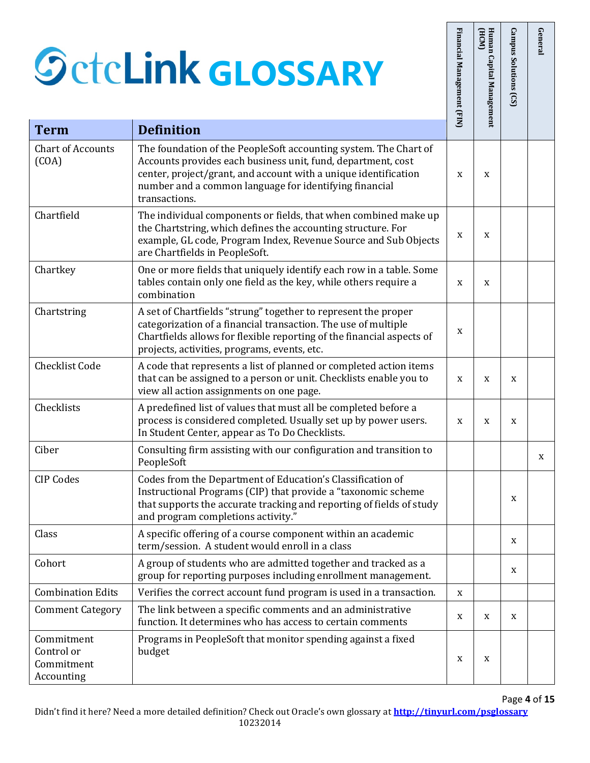# ctcLink GLOSSARY

| Term | Definition | Financial Management (FIN) | Human Capital Management (HCM) | Campus Solutions (CS) | General |
|---|---|---|---|---|---|
| Chart of Accounts (COA) | The foundation of the PeopleSoft accounting system. The Chart of Accounts provides each business unit, fund, department, cost center, project/grant, and account with a unique identification number and a common language for identifying financial transactions. | x | x | | |
| Chartfield | The individual components or fields, that when combined make up the Chartstring, which defines the accounting structure. For example, GL code, Program Index, Revenue Source and Sub Objects are Chartfields in PeopleSoft. | x | x | | |
| Chartkey | One or more fields that uniquely identify each row in a table. Some tables contain only one field as the key, while others require a combination | x | x | | |
| Chartstring | A set of Chartfields "strung" together to represent the proper categorization of a financial transaction. The use of multiple Chartfields allows for flexible reporting of the financial aspects of projects, activities, programs, events, etc. | x | | | |
| Checklist Code | A code that represents a list of planned or completed action items that can be assigned to a person or unit. Checklists enable you to view all action assignments on one page. | x | x | x | |
| Checklists | A predefined list of values that must all be completed before a process is considered completed. Usually set up by power users. In Student Center, appear as To Do Checklists. | x | x | x | |
| Ciber | Consulting firm assisting with our configuration and transition to PeopleSoft | | | | x |
| CIP Codes | Codes from the Department of Education's Classification of Instructional Programs (CIP) that provide a "taxonomic scheme that supports the accurate tracking and reporting of fields of study and program completions activity." | | | x | |
| Class | A specific offering of a course component within an academic term/session. A student would enroll in a class | | | x | |
| Cohort | A group of students who are admitted together and tracked as a group for reporting purposes including enrollment management. | | | x | |
| Combination Edits | Verifies the correct account fund program is used in a transaction. | x | | | |
| Comment Category | The link between a specific comments and an administrative function. It determines who has access to certain comments | x | x | x | |
| Commitment Control or Commitment Accounting | Programs in PeopleSoft that monitor spending against a fixed budget | x | x | | |

Didn't find it here? Need a more detailed definition? Check out Oracle's own glossary at [http://tinyurl.com/psglossary](http://tinyurl.com/psglossary)
10232014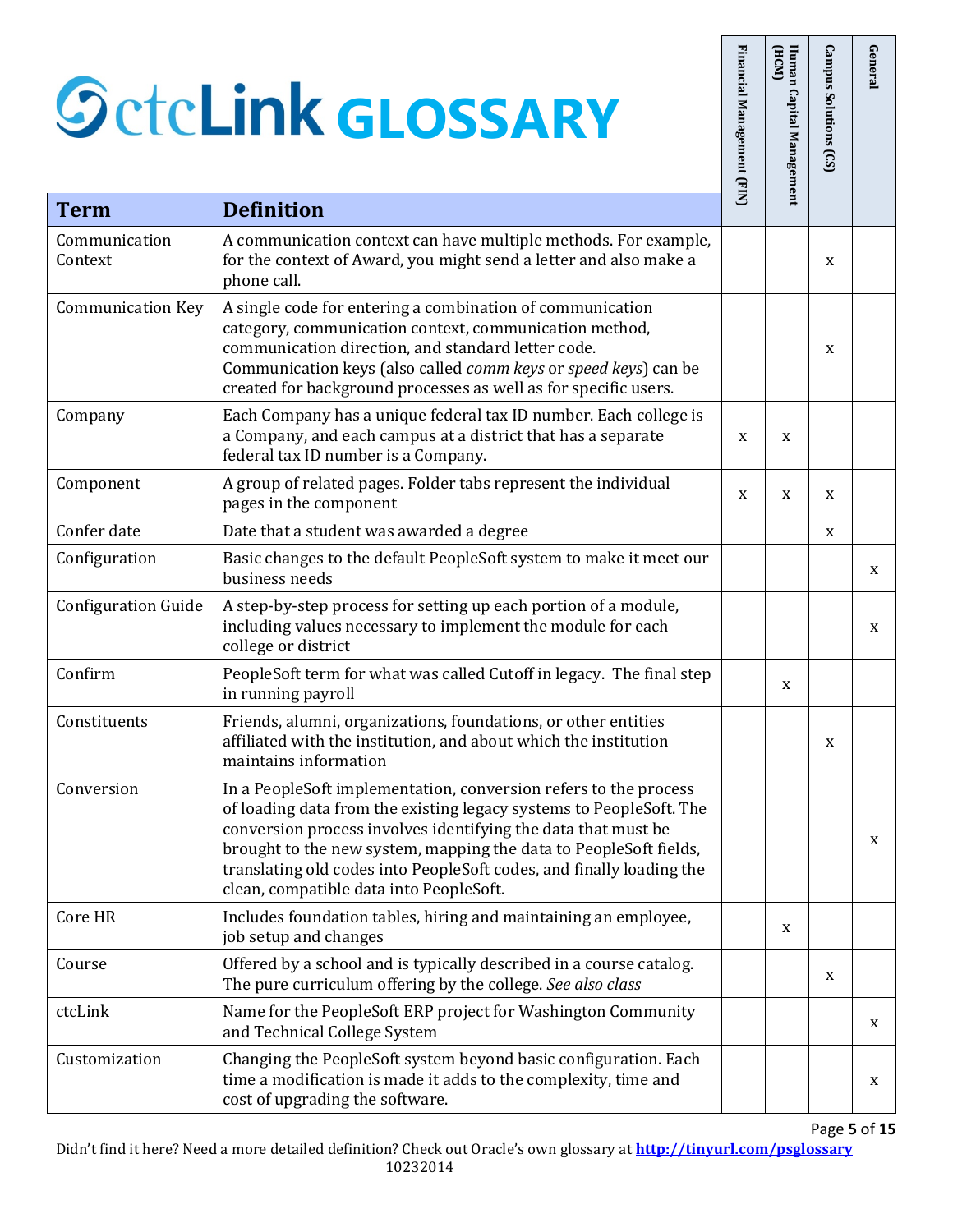# ctcLink GLOSSARY

| Term | Definition | Financial Management (FIN) | Human Capital Management (HCM) | Campus Solutions (CS) | General |
|---|---|---|---|---|---|
| Communication Context | A communication context can have multiple methods. For example, for the context of Award, you might send a letter and also make a phone call. | | | x | |
| Communication Key | A single code for entering a combination of communication category, communication context, communication method, communication direction, and standard letter code. Communication keys (also called *comm keys* or *speed keys*) can be created for background processes as well as for specific users. | | | x | |
| Company | Each Company has a unique federal tax ID number. Each college is a Company, and each campus at a district that has a separate federal tax ID number is a Company. | x | x | | |
| Component | A group of related pages. Folder tabs represent the individual pages in the component | x | x | x | |
| Confer date | Date that a student was awarded a degree | | | x | |
| Configuration | Basic changes to the default PeopleSoft system to make it meet our business needs | | | | x |
| Configuration Guide | A step-by-step process for setting up each portion of a module, including values necessary to implement the module for each college or district | | | | x |
| Confirm | PeopleSoft term for what was called Cutoff in legacy. The final step in running payroll | | x | | |
| Constituents | Friends, alumni, organizations, foundations, or other entities affiliated with the institution, and about which the institution maintains information | | | x | |
| Conversion | In a PeopleSoft implementation, conversion refers to the process of loading data from the existing legacy systems to PeopleSoft. The conversion process involves identifying the data that must be brought to the new system, mapping the data to PeopleSoft fields, translating old codes into PeopleSoft codes, and finally loading the clean, compatible data into PeopleSoft. | | | | x |
| Core HR | Includes foundation tables, hiring and maintaining an employee, job setup and changes | | x | | |
| Course | Offered by a school and is typically described in a course catalog. The pure curriculum offering by the college. *See also class* | | | x | |
| ctcLink | Name for the PeopleSoft ERP project for Washington Community and Technical College System | | | | x |
| Customization | Changing the PeopleSoft system beyond basic configuration. Each time a modification is made it adds to the complexity, time and cost of upgrading the software. | | | | x |

Didn't find it here? Need a more detailed definition? Check out Oracle's own glossary at **http://tinyurl.com/psglossary**
10232014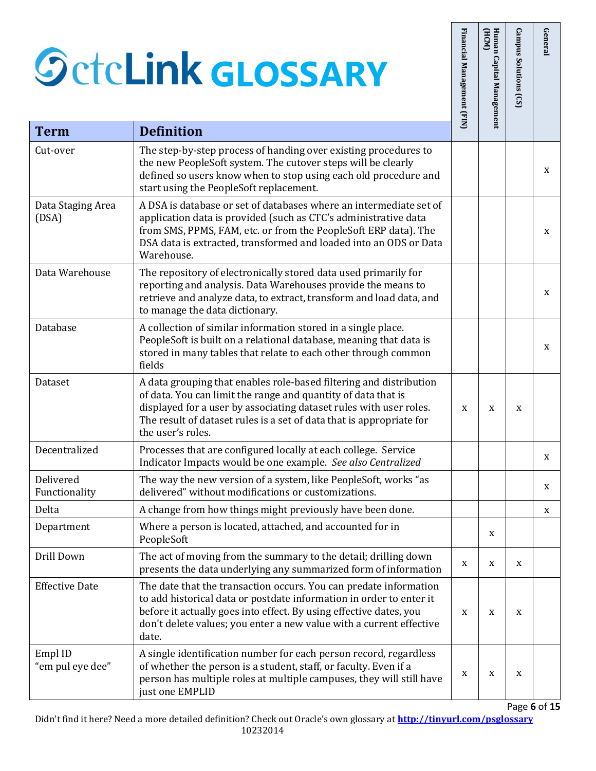# ctcLink GLOSSARY

| Term | Definition | Financial Management (FIN) | Human Capital Management (HCM) | Campus Solutions (CS) | General |
|---|---|---|---|---|---|
| Cut-over | The step-by-step process of handing over existing procedures to the new PeopleSoft system. The cutover steps will be clearly defined so users know when to stop using each old procedure and start using the PeopleSoft replacement. | | | | x |
| Data Staging Area (DSA) | A DSA is database or set of databases where an intermediate set of application data is provided (such as CTC's administrative data from SMS, PPMS, FAM, etc. or from the PeopleSoft ERP data). The DSA data is extracted, transformed and loaded into an ODS or Data Warehouse. | | | | x |
| Data Warehouse | The repository of electronically stored data used primarily for reporting and analysis. Data Warehouses provide the means to retrieve and analyze data, to extract, transform and load data, and to manage the data dictionary. | | | | x |
| Database | A collection of similar information stored in a single place. PeopleSoft is built on a relational database, meaning that data is stored in many tables that relate to each other through common fields | | | | x |
| Dataset | A data grouping that enables role-based filtering and distribution of data. You can limit the range and quantity of data that is displayed for a user by associating dataset rules with user roles. The result of dataset rules is a set of data that is appropriate for the user's roles. | x | x | x | |
| Decentralized | Processes that are configured locally at each college. Service Indicator Impacts would be one example. *See also Centralized* | | | | x |
| Delivered Functionality | The way the new version of a system, like PeopleSoft, works "as delivered" without modifications or customizations. | | | | x |
| Delta | A change from how things might previously have been done. | | | | x |
| Department | Where a person is located, attached, and accounted for in PeopleSoft | | x | | |
| Drill Down | The act of moving from the summary to the detail; drilling down presents the data underlying any summarized form of information | x | x | x | |
| Effective Date | The date that the transaction occurs. You can predate information to add historical data or postdate information in order to enter it before it actually goes into effect. By using effective dates, you don't delete values; you enter a new value with a current effective date. | x | x | x | |
| Empl ID "em pul eye dee" | A single identification number for each person record, regardless of whether the person is a student, staff, or faculty. Even if a person has multiple roles at multiple campuses, they will still have just one EMPLID | x | x | x | |

Didn't find it here? Need a more detailed definition? Check out Oracle's own glossary at **http://tinyurl.com/psglossary**

10232014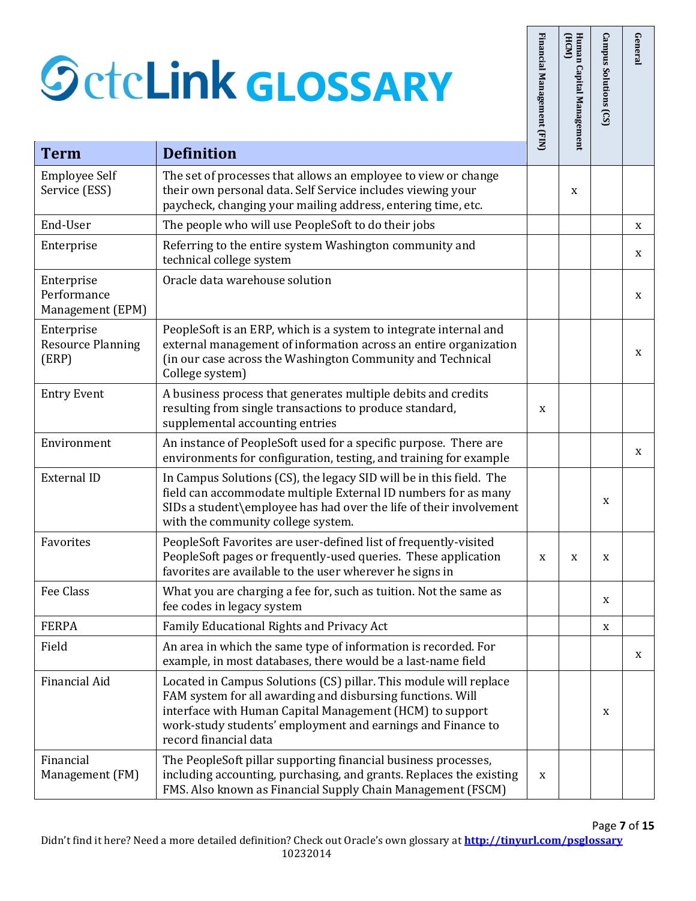# ctcLink GLOSSARY

| Term | Definition | Financial Management (FIN) | Human Capital Management (HCM) | Campus Solutions (CS) | General |
|---|---|---|---|---|---|
| Employee Self Service (ESS) | The set of processes that allows an employee to view or change their own personal data. Self Service includes viewing your paycheck, changing your mailing address, entering time, etc. | | x | | |
| End-User | The people who will use PeopleSoft to do their jobs | | | | x |
| Enterprise | Referring to the entire system Washington community and technical college system | | | | x |
| Enterprise Performance Management (EPM) | Oracle data warehouse solution | | | | x |
| Enterprise Resource Planning (ERP) | PeopleSoft is an ERP, which is a system to integrate internal and external management of information across an entire organization (in our case across the Washington Community and Technical College system) | | | | x |
| Entry Event | A business process that generates multiple debits and credits resulting from single transactions to produce standard, supplemental accounting entries | x | | | |
| Environment | An instance of PeopleSoft used for a specific purpose. There are environments for configuration, testing, and training for example | | | | x |
| External ID | In Campus Solutions (CS), the legacy SID will be in this field. The field can accommodate multiple External ID numbers for as many SIDs a student\employee has had over the life of their involvement with the community college system. | | | x | |
| Favorites | PeopleSoft Favorites are user-defined list of frequently-visited PeopleSoft pages or frequently-used queries. These application favorites are available to the user wherever he signs in | x | x | x | |
| Fee Class | What you are charging a fee for, such as tuition. Not the same as fee codes in legacy system | | | x | |
| FERPA | Family Educational Rights and Privacy Act | | | x | |
| Field | An area in which the same type of information is recorded. For example, in most databases, there would be a last-name field | | | | x |
| Financial Aid | Located in Campus Solutions (CS) pillar. This module will replace FAM system for all awarding and disbursing functions. Will interface with Human Capital Management (HCM) to support work-study students' employment and earnings and Finance to record financial data | | | x | |
| Financial Management (FM) | The PeopleSoft pillar supporting financial business processes, including accounting, purchasing, and grants. Replaces the existing FMS. Also known as Financial Supply Chain Management (FSCM) | x | | | |

Didn't find it here? Need a more detailed definition? Check out Oracle's own glossary at **http://tinyurl.com/psglossary**

10232014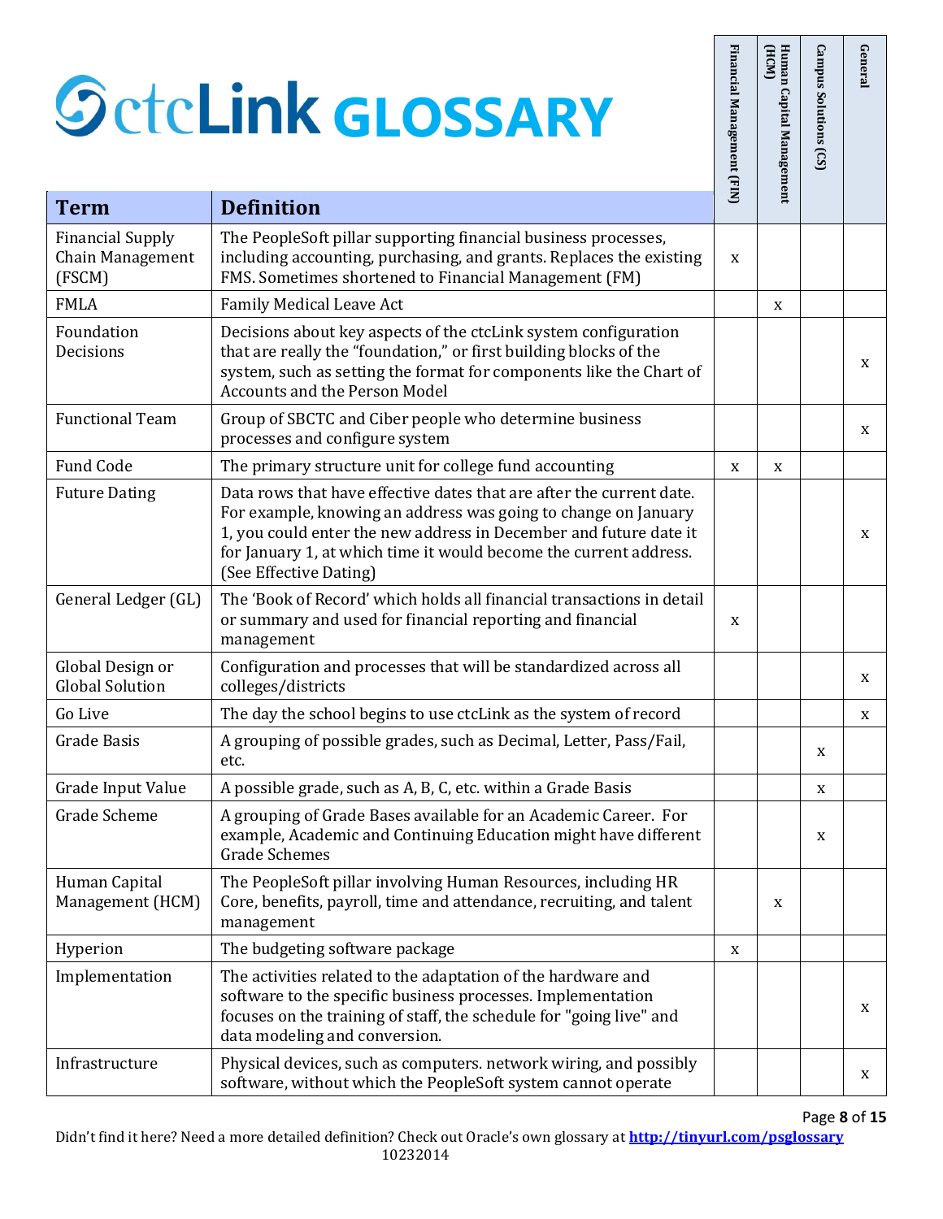# ctcLink GLOSSARY

| Term | Definition | Financial Management (FIN) | Human Capital Management (HCM) | Campus Solutions (CS) | General |
|---|---|---|---|---|---|
| Financial Supply Chain Management (FSCM) | The PeopleSoft pillar supporting financial business processes, including accounting, purchasing, and grants. Replaces the existing FMS. Sometimes shortened to Financial Management (FM) | x | | | |
| FMLA | Family Medical Leave Act | | x | | |
| Foundation Decisions | Decisions about key aspects of the ctcLink system configuration that are really the "foundation," or first building blocks of the system, such as setting the format for components like the Chart of Accounts and the Person Model | | | | x |
| Functional Team | Group of SBCTC and Ciber people who determine business processes and configure system | | | | x |
| Fund Code | The primary structure unit for college fund accounting | x | x | | |
| Future Dating | Data rows that have effective dates that are after the current date. For example, knowing an address was going to change on January 1, you could enter the new address in December and future date it for January 1, at which time it would become the current address. (See Effective Dating) | | | | x |
| General Ledger (GL) | The 'Book of Record' which holds all financial transactions in detail or summary and used for financial reporting and financial management | x | | | |
| Global Design or Global Solution | Configuration and processes that will be standardized across all colleges/districts | | | | x |
| Go Live | The day the school begins to use ctcLink as the system of record | | | | x |
| Grade Basis | A grouping of possible grades, such as Decimal, Letter, Pass/Fail, etc. | | | x | |
| Grade Input Value | A possible grade, such as A, B, C, etc. within a Grade Basis | | | x | |
| Grade Scheme | A grouping of Grade Bases available for an Academic Career. For example, Academic and Continuing Education might have different Grade Schemes | | | x | |
| Human Capital Management (HCM) | The PeopleSoft pillar involving Human Resources, including HR Core, benefits, payroll, time and attendance, recruiting, and talent management | | x | | |
| Hyperion | The budgeting software package | x | | | |
| Implementation | The activities related to the adaptation of the hardware and software to the specific business processes. Implementation focuses on the training of staff, the schedule for "going live" and data modeling and conversion. | | | | x |
| Infrastructure | Physical devices, such as computers. network wiring, and possibly software, without which the PeopleSoft system cannot operate | | | | x |

Didn't find it here? Need a more detailed definition? Check out Oracle's own glossary at **http://tinyurl.com/psglossary**
10232014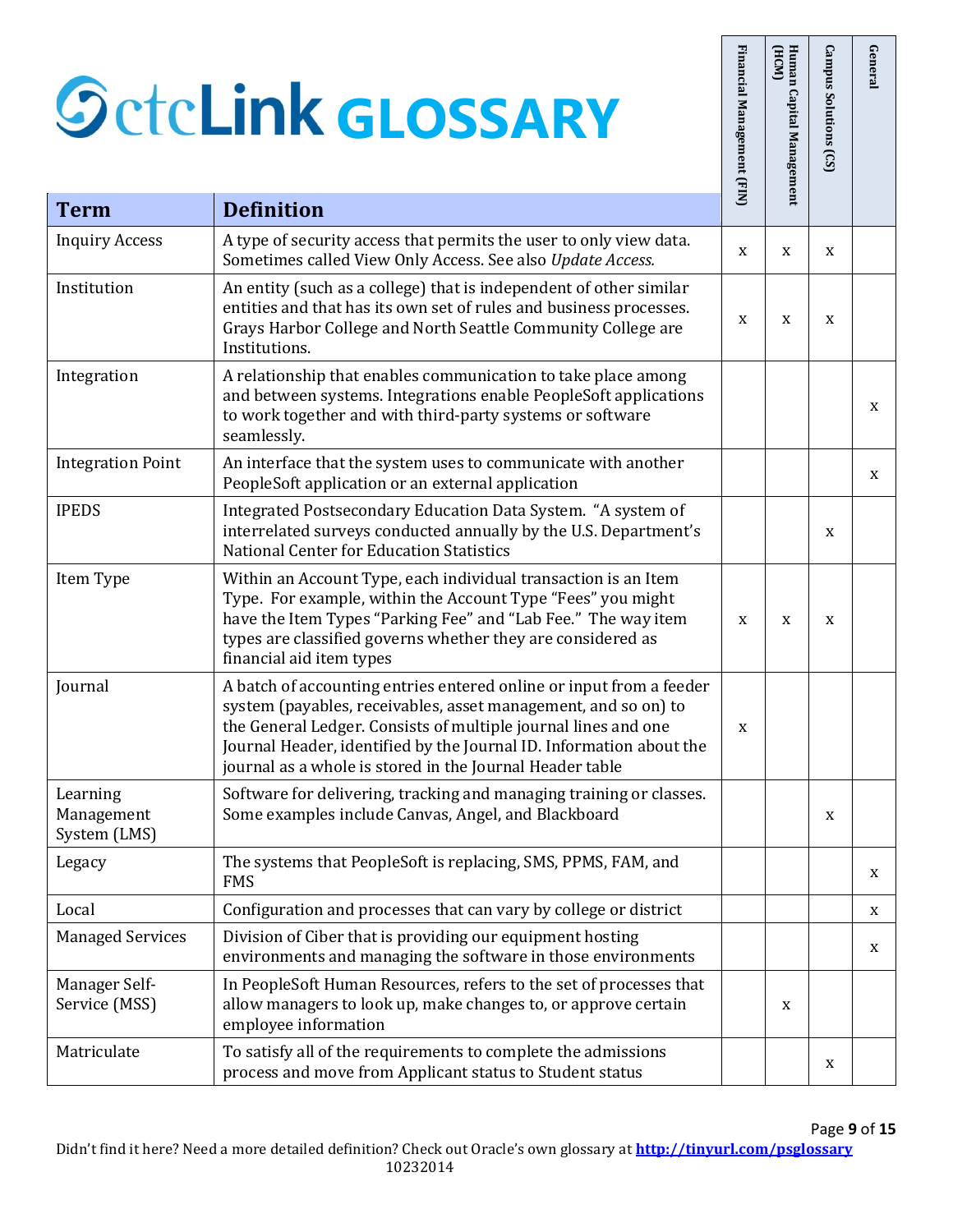# ctcLink GLOSSARY

| Term | Definition | Financial Management (FIN) | Human Capital Management (HCM) | Campus Solutions (CS) | General |
|---|---|---|---|---|---|
| Inquiry Access | A type of security access that permits the user to only view data. Sometimes called View Only Access. See also *Update Access.* | x | x | x | |
| Institution | An entity (such as a college) that is independent of other similar entities and that has its own set of rules and business processes. Grays Harbor College and North Seattle Community College are Institutions. | x | x | x | |
| Integration | A relationship that enables communication to take place among and between systems. Integrations enable PeopleSoft applications to work together and with third-party systems or software seamlessly. | | | | x |
| Integration Point | An interface that the system uses to communicate with another PeopleSoft application or an external application | | | | x |
| IPEDS | Integrated Postsecondary Education Data System. "A system of interrelated surveys conducted annually by the U.S. Department's National Center for Education Statistics | | | x | |
| Item Type | Within an Account Type, each individual transaction is an Item Type. For example, within the Account Type "Fees" you might have the Item Types "Parking Fee" and "Lab Fee." The way item types are classified governs whether they are considered as financial aid item types | x | x | x | |
| Journal | A batch of accounting entries entered online or input from a feeder system (payables, receivables, asset management, and so on) to the General Ledger. Consists of multiple journal lines and one Journal Header, identified by the Journal ID. Information about the journal as a whole is stored in the Journal Header table | x | | | |
| Learning Management System (LMS) | Software for delivering, tracking and managing training or classes. Some examples include Canvas, Angel, and Blackboard | | | x | |
| Legacy | The systems that PeopleSoft is replacing, SMS, PPMS, FAM, and FMS | | | | x |
| Local | Configuration and processes that can vary by college or district | | | | x |
| Managed Services | Division of Ciber that is providing our equipment hosting environments and managing the software in those environments | | | | x |
| Manager Self-Service (MSS) | In PeopleSoft Human Resources, refers to the set of processes that allow managers to look up, make changes to, or approve certain employee information | | x | | |
| Matriculate | To satisfy all of the requirements to complete the admissions process and move from Applicant status to Student status | | | x | |

Didn't find it here? Need a more detailed definition? Check out Oracle's own glossary at **http://tinyurl.com/psglossary**
10232014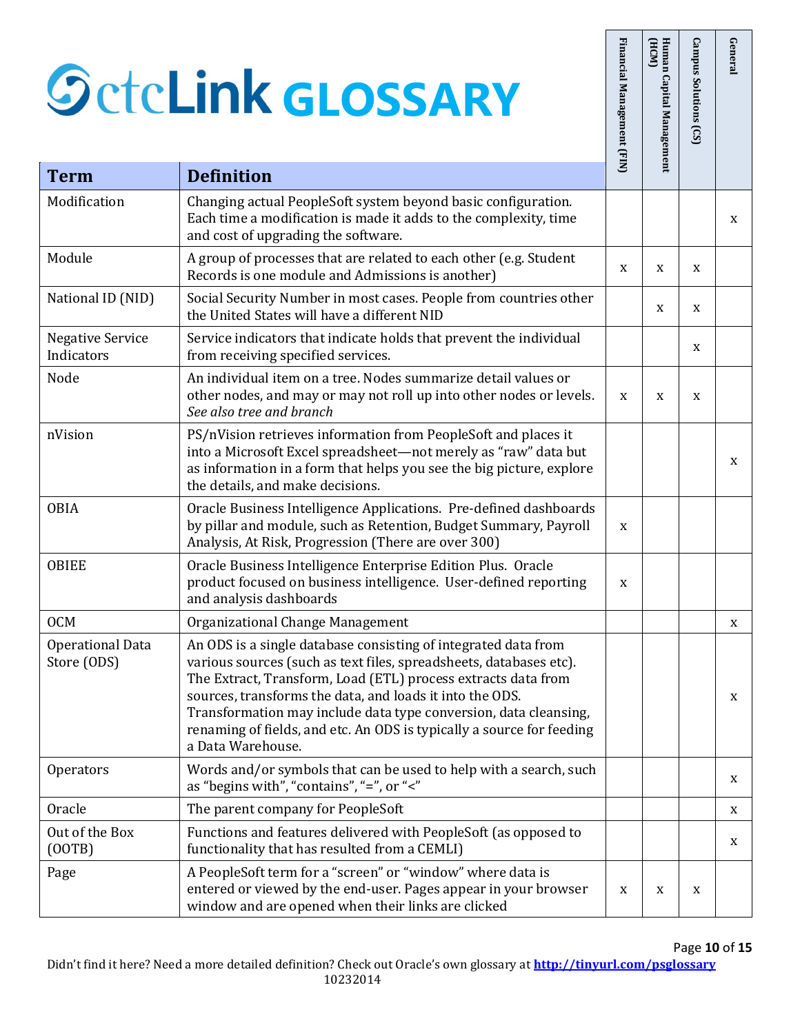# ctcLink GLOSSARY

| Term | Definition | Financial Management (FIN) | Human Capital Management (HCM) | Campus Solutions (CS) | General |
|---|---|---|---|---|---|
| Modification | Changing actual PeopleSoft system beyond basic configuration. Each time a modification is made it adds to the complexity, time and cost of upgrading the software. | | | | x |
| Module | A group of processes that are related to each other (e.g. Student Records is one module and Admissions is another) | x | x | x | |
| National ID (NID) | Social Security Number in most cases. People from countries other the United States will have a different NID | | x | x | |
| Negative Service Indicators | Service indicators that indicate holds that prevent the individual from receiving specified services. | | | x | |
| Node | An individual item on a tree. Nodes summarize detail values or other nodes, and may or may not roll up into other nodes or levels. *See also tree and branch* | x | x | x | |
| nVision | PS/nVision retrieves information from PeopleSoft and places it into a Microsoft Excel spreadsheet—not merely as "raw" data but as information in a form that helps you see the big picture, explore the details, and make decisions. | | | | x |
| OBIA | Oracle Business Intelligence Applications. Pre-defined dashboards by pillar and module, such as Retention, Budget Summary, Payroll Analysis, At Risk, Progression (There are over 300) | x | | | |
| OBIEE | Oracle Business Intelligence Enterprise Edition Plus. Oracle product focused on business intelligence. User-defined reporting and analysis dashboards | x | | | |
| OCM | Organizational Change Management | | | | x |
| Operational Data Store (ODS) | An ODS is a single database consisting of integrated data from various sources (such as text files, spreadsheets, databases etc). The Extract, Transform, Load (ETL) process extracts data from sources, transforms the data, and loads it into the ODS. Transformation may include data type conversion, data cleansing, renaming of fields, and etc. An ODS is typically a source for feeding a Data Warehouse. | | | | x |
| Operators | Words and/or symbols that can be used to help with a search, such as "begins with", "contains", "=", or "<" | | | | x |
| Oracle | The parent company for PeopleSoft | | | | x |
| Out of the Box (OOTB) | Functions and features delivered with PeopleSoft (as opposed to functionality that has resulted from a CEMLI) | | | | x |
| Page | A PeopleSoft term for a "screen" or "window" where data is entered or viewed by the end-user. Pages appear in your browser window and are opened when their links are clicked | x | x | x | |

Didn't find it here? Need a more detailed definition? Check out Oracle's own glossary at **http://tinyurl.com/psglossary**
10232014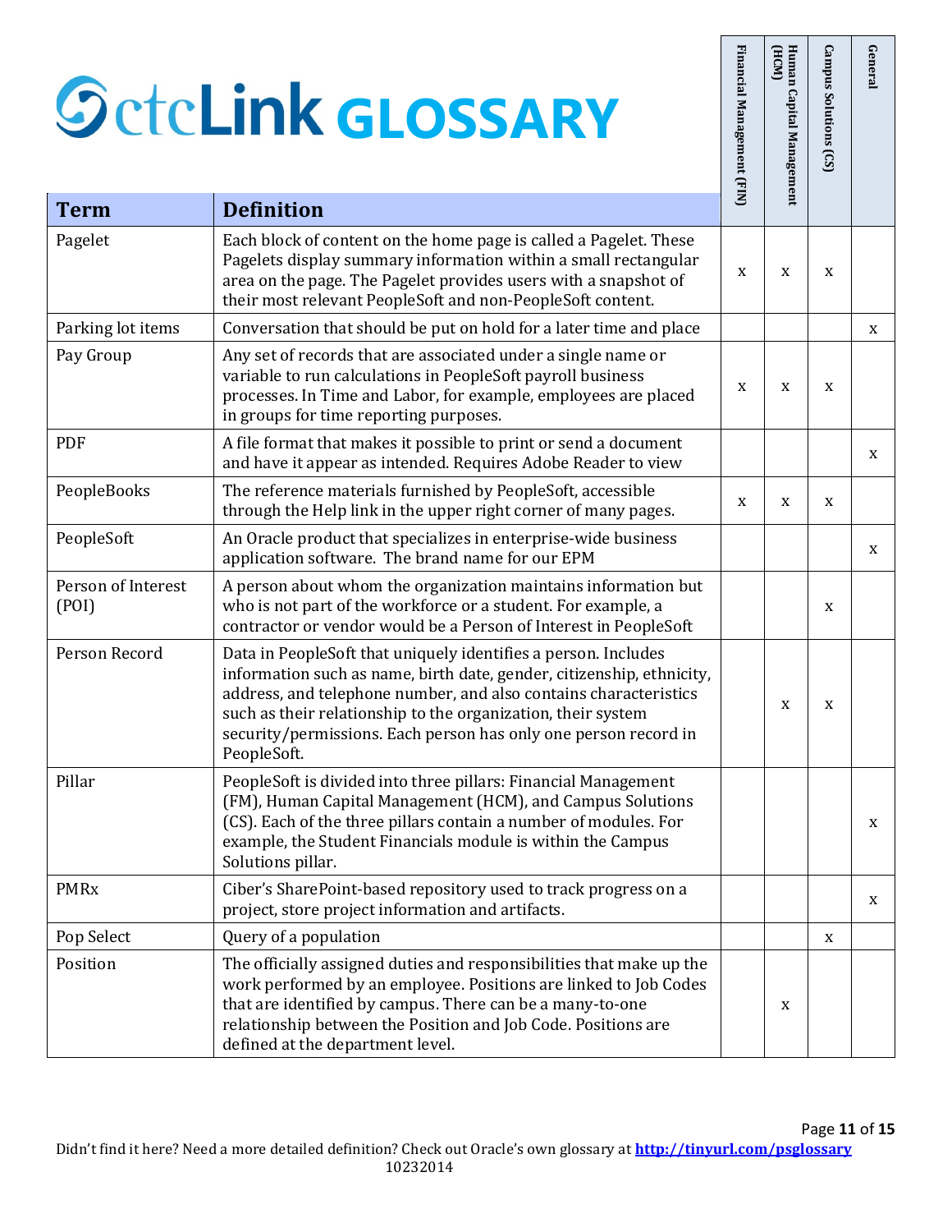# ctcLink GLOSSARY

| Term | Definition | Financial Management (FIN) | Human Capital Management (HCM) | Campus Solutions (CS) | General |
|---|---|---|---|---|---|
| Pagelet | Each block of content on the home page is called a Pagelet. These Pagelets display summary information within a small rectangular area on the page. The Pagelet provides users with a snapshot of their most relevant PeopleSoft and non-PeopleSoft content. | x | x | x | |
| Parking lot items | Conversation that should be put on hold for a later time and place | | | | x |
| Pay Group | Any set of records that are associated under a single name or variable to run calculations in PeopleSoft payroll business processes. In Time and Labor, for example, employees are placed in groups for time reporting purposes. | x | x | x | |
| PDF | A file format that makes it possible to print or send a document and have it appear as intended. Requires Adobe Reader to view | | | | x |
| PeopleBooks | The reference materials furnished by PeopleSoft, accessible through the Help link in the upper right corner of many pages. | x | x | x | |
| PeopleSoft | An Oracle product that specializes in enterprise-wide business application software. The brand name for our EPM | | | | x |
| Person of Interest (POI) | A person about whom the organization maintains information but who is not part of the workforce or a student. For example, a contractor or vendor would be a Person of Interest in PeopleSoft | | | x | |
| Person Record | Data in PeopleSoft that uniquely identifies a person. Includes information such as name, birth date, gender, citizenship, ethnicity, address, and telephone number, and also contains characteristics such as their relationship to the organization, their system security/permissions. Each person has only one person record in PeopleSoft. | | x | x | |
| Pillar | PeopleSoft is divided into three pillars: Financial Management (FM), Human Capital Management (HCM), and Campus Solutions (CS). Each of the three pillars contain a number of modules. For example, the Student Financials module is within the Campus Solutions pillar. | | | | x |
| PMRx | Ciber's SharePoint-based repository used to track progress on a project, store project information and artifacts. | | | | x |
| Pop Select | Query of a population | | | x | |
| Position | The officially assigned duties and responsibilities that make up the work performed by an employee. Positions are linked to Job Codes that are identified by campus. There can be a many-to-one relationship between the Position and Job Code. Positions are defined at the department level. | | x | | |

Didn't find it here? Need a more detailed definition? Check out Oracle's own glossary at **http://tinyurl.com/psglossary**
10232014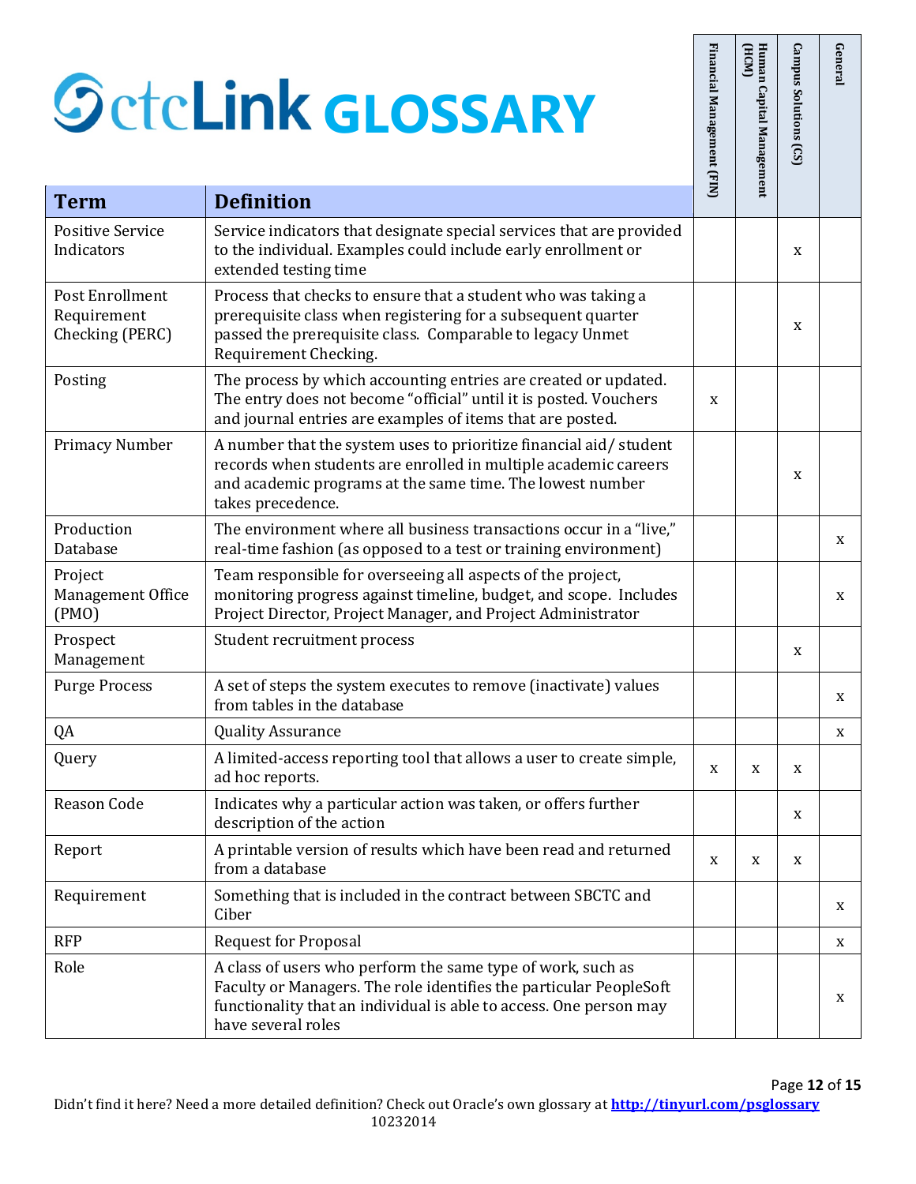# ctcLink GLOSSARY

| Term | Definition | Financial Management (FIN) | Human Capital Management (HCM) | Campus Solutions (CS) | General |
|---|---|---|---|---|---|
| Positive Service Indicators | Service indicators that designate special services that are provided to the individual. Examples could include early enrollment or extended testing time | | | x | |
| Post Enrollment Requirement Checking (PERC) | Process that checks to ensure that a student who was taking a prerequisite class when registering for a subsequent quarter passed the prerequisite class. Comparable to legacy Unmet Requirement Checking. | | | x | |
| Posting | The process by which accounting entries are created or updated. The entry does not become "official" until it is posted. Vouchers and journal entries are examples of items that are posted. | x | | | |
| Primacy Number | A number that the system uses to prioritize financial aid/ student records when students are enrolled in multiple academic careers and academic programs at the same time. The lowest number takes precedence. | | | x | |
| Production Database | The environment where all business transactions occur in a "live," real-time fashion (as opposed to a test or training environment) | | | | x |
| Project Management Office (PMO) | Team responsible for overseeing all aspects of the project, monitoring progress against timeline, budget, and scope. Includes Project Director, Project Manager, and Project Administrator | | | | x |
| Prospect Management | Student recruitment process | | | x | |
| Purge Process | A set of steps the system executes to remove (inactivate) values from tables in the database | | | | x |
| QA | Quality Assurance | | | | x |
| Query | A limited-access reporting tool that allows a user to create simple, ad hoc reports. | x | x | x | |
| Reason Code | Indicates why a particular action was taken, or offers further description of the action | | | x | |
| Report | A printable version of results which have been read and returned from a database | x | x | x | |
| Requirement | Something that is included in the contract between SBCTC and Ciber | | | | x |
| RFP | Request for Proposal | | | | x |
| Role | A class of users who perform the same type of work, such as Faculty or Managers. The role identifies the particular PeopleSoft functionality that an individual is able to access. One person may have several roles | | | | x |

Didn't find it here? Need a more detailed definition? Check out Oracle's own glossary at **http://tinyurl.com/psglossary**
10232014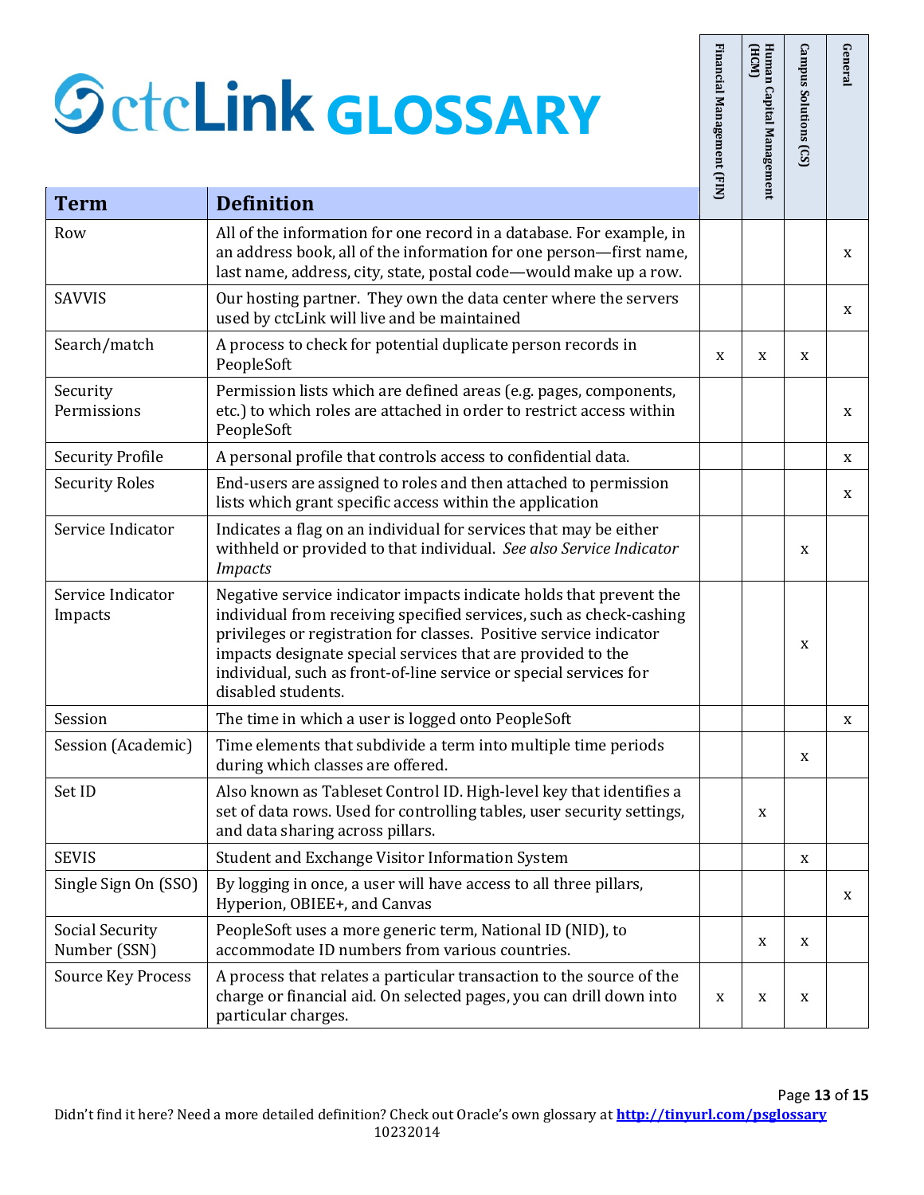# ctcLink GLOSSARY

| Term | Definition | Financial Management (FIN) | Human Capital Management (HCM) | Campus Solutions (CS) | General |
|---|---|---|---|---|---|
| Row | All of the information for one record in a database. For example, in an address book, all of the information for one person—first name, last name, address, city, state, postal code—would make up a row. | | | | x |
| SAVVIS | Our hosting partner. They own the data center where the servers used by ctcLink will live and be maintained | | | | x |
| Search/match | A process to check for potential duplicate person records in PeopleSoft | x | x | x | |
| Security Permissions | Permission lists which are defined areas (e.g. pages, components, etc.) to which roles are attached in order to restrict access within PeopleSoft | | | | x |
| Security Profile | A personal profile that controls access to confidential data. | | | | x |
| Security Roles | End-users are assigned to roles and then attached to permission lists which grant specific access within the application | | | | x |
| Service Indicator | Indicates a flag on an individual for services that may be either withheld or provided to that individual. *See also Service Indicator Impacts* | | | x | |
| Service Indicator Impacts | Negative service indicator impacts indicate holds that prevent the individual from receiving specified services, such as check-cashing privileges or registration for classes. Positive service indicator impacts designate special services that are provided to the individual, such as front-of-line service or special services for disabled students. | | | x | |
| Session | The time in which a user is logged onto PeopleSoft | | | | x |
| Session (Academic) | Time elements that subdivide a term into multiple time periods during which classes are offered. | | | x | |
| Set ID | Also known as Tableset Control ID. High-level key that identifies a set of data rows. Used for controlling tables, user security settings, and data sharing across pillars. | | x | | |
| SEVIS | Student and Exchange Visitor Information System | | | x | |
| Single Sign On (SSO) | By logging in once, a user will have access to all three pillars, Hyperion, OBIEE+, and Canvas | | | | x |
| Social Security Number (SSN) | PeopleSoft uses a more generic term, National ID (NID), to accommodate ID numbers from various countries. | | x | x | |
| Source Key Process | A process that relates a particular transaction to the source of the charge or financial aid. On selected pages, you can drill down into particular charges. | x | x | x | |

Didn't find it here? Need a more detailed definition? Check out Oracle's own glossary at **http://tinyurl.com/psglossary**
10232014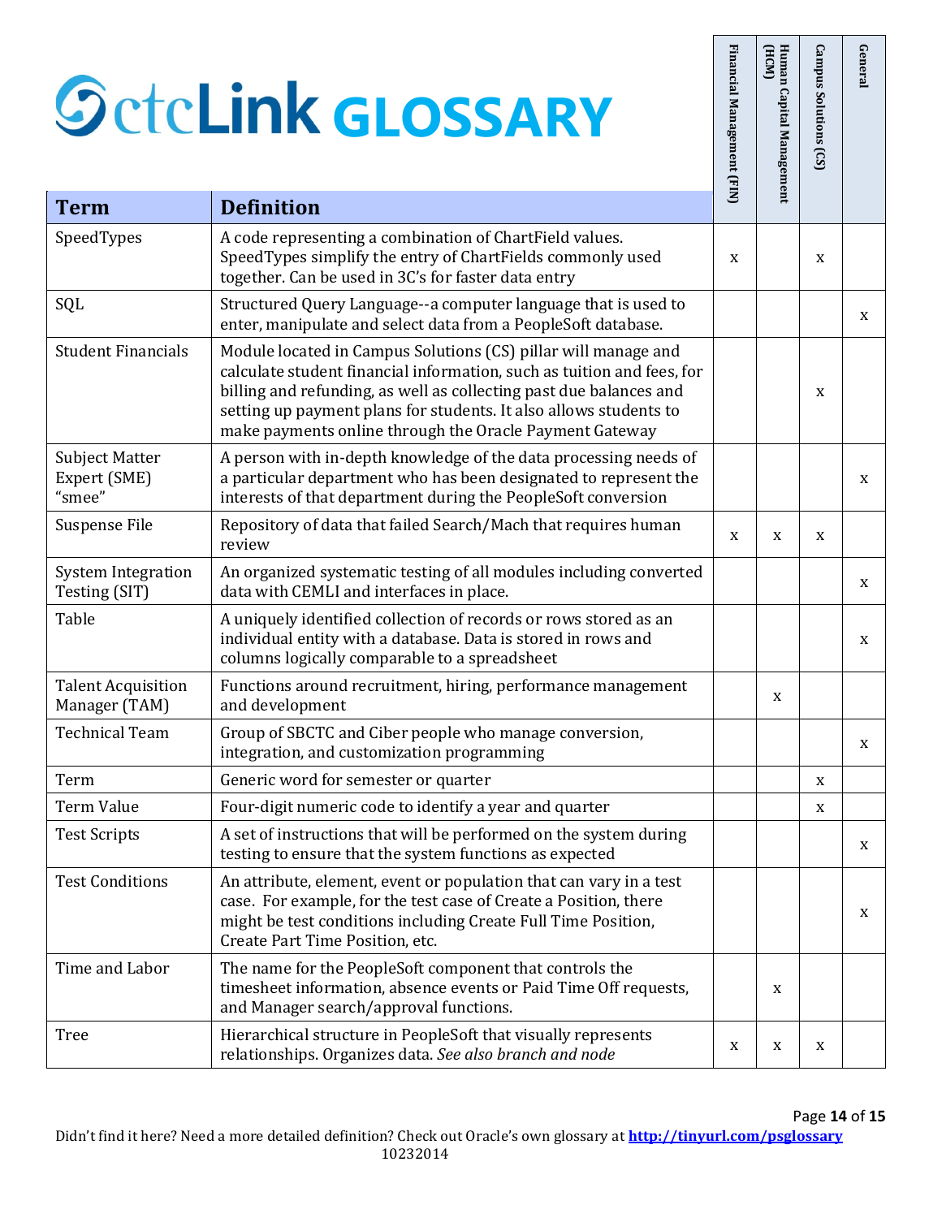# ctcLink GLOSSARY

| Term | Definition | Financial Management (FIN) | Human Capital Management (HCM) | Campus Solutions (CS) | General |
|---|---|---|---|---|---|
| SpeedTypes | A code representing a combination of ChartField values. SpeedTypes simplify the entry of ChartFields commonly used together. Can be used in 3C's for faster data entry | x | | x | |
| SQL | Structured Query Language--a computer language that is used to enter, manipulate and select data from a PeopleSoft database. | | | | x |
| Student Financials | Module located in Campus Solutions (CS) pillar will manage and calculate student financial information, such as tuition and fees, for billing and refunding, as well as collecting past due balances and setting up payment plans for students. It also allows students to make payments online through the Oracle Payment Gateway | | | x | |
| Subject Matter Expert (SME) "smee" | A person with in-depth knowledge of the data processing needs of a particular department who has been designated to represent the interests of that department during the PeopleSoft conversion | | | | x |
| Suspense File | Repository of data that failed Search/Mach that requires human review | x | x | x | |
| System Integration Testing (SIT) | An organized systematic testing of all modules including converted data with CEMLI and interfaces in place. | | | | x |
| Table | A uniquely identified collection of records or rows stored as an individual entity with a database. Data is stored in rows and columns logically comparable to a spreadsheet | | | | x |
| Talent Acquisition Manager (TAM) | Functions around recruitment, hiring, performance management and development | | x | | |
| Technical Team | Group of SBCTC and Ciber people who manage conversion, integration, and customization programming | | | | x |
| Term | Generic word for semester or quarter | | | x | |
| Term Value | Four-digit numeric code to identify a year and quarter | | | x | |
| Test Scripts | A set of instructions that will be performed on the system during testing to ensure that the system functions as expected | | | | x |
| Test Conditions | An attribute, element, event or population that can vary in a test case. For example, for the test case of Create a Position, there might be test conditions including Create Full Time Position, Create Part Time Position, etc. | | | | x |
| Time and Labor | The name for the PeopleSoft component that controls the timesheet information, absence events or Paid Time Off requests, and Manager search/approval functions. | | x | | |
| Tree | Hierarchical structure in PeopleSoft that visually represents relationships. Organizes data. *See also branch and node* | x | x | x | |

Didn't find it here? Need a more detailed definition? Check out Oracle's own glossary at **http://tinyurl.com/psglossary**
10232014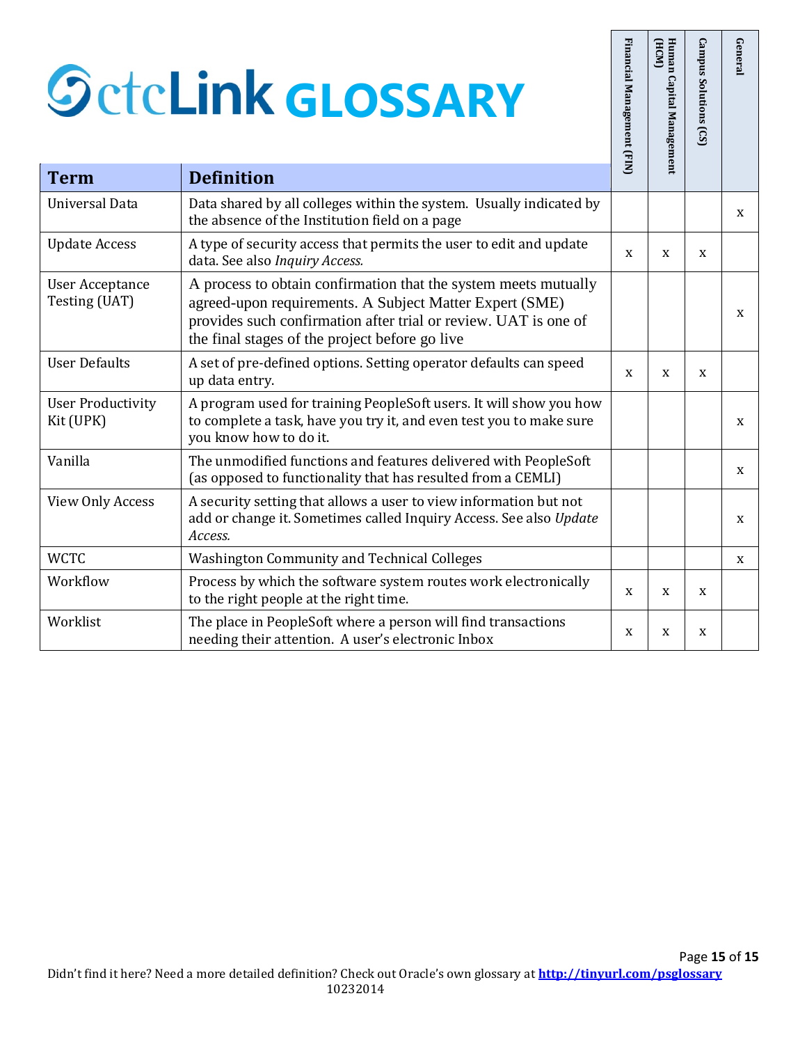# ctcLink GLOSSARY

| Term | Definition | Financial Management (FIN) | Human Capital Management (HCM) | Campus Solutions (CS) | General |
|---|---|---|---|---|---|
| Universal Data | Data shared by all colleges within the system. Usually indicated by the absence of the Institution field on a page | | | | x |
| Update Access | A type of security access that permits the user to edit and update data. See also *Inquiry Access.* | x | x | x | |
| User Acceptance Testing (UAT) | A process to obtain confirmation that the system meets mutually agreed-upon requirements. A Subject Matter Expert (SME) provides such confirmation after trial or review. UAT is one of the final stages of the project before go live | | | | x |
| User Defaults | A set of pre-defined options. Setting operator defaults can speed up data entry. | x | x | x | |
| User Productivity Kit (UPK) | A program used for training PeopleSoft users. It will show you how to complete a task, have you try it, and even test you to make sure you know how to do it. | | | | x |
| Vanilla | The unmodified functions and features delivered with PeopleSoft (as opposed to functionality that has resulted from a CEMLI) | | | | x |
| View Only Access | A security setting that allows a user to view information but not add or change it. Sometimes called Inquiry Access. See also *Update Access.* | | | | x |
| WCTC | Washington Community and Technical Colleges | | | | x |
| Workflow | Process by which the software system routes work electronically to the right people at the right time. | x | x | x | |
| Worklist | The place in PeopleSoft where a person will find transactions needing their attention. A user's electronic Inbox | x | x | x | |

Didn't find it here? Need a more detailed definition? Check out Oracle's own glossary at **http://tinyurl.com/psglossary**

10232014